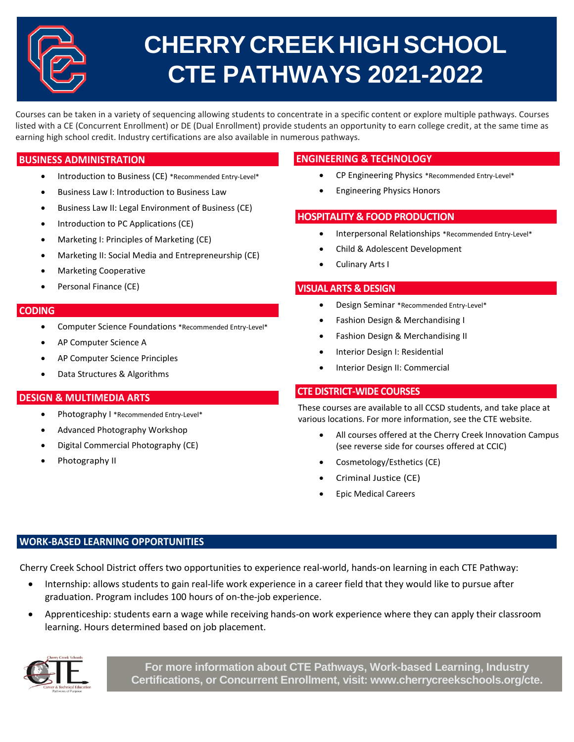# CHERRY CREEK HIGH SCHOOL CTE PATHWAYS 2021-2022

Courses can be taken in a variety of sequencing allowing students to concentrate in a specific content or explore multiple pathways. Courses listed with a CE (Concurrent Enrollment) or DE (Dual Enrollment) provide students an opportunity to earn college credit, at the same time as earning high school credit. Industry certifications are also available in numerous pathways.

## BUSINESS ADMINISTRATION

- Introduction to Business (CE) *Recommended Entry-Level*
- Business Law I: Introduction to Business Law
- Business Law II: Legal Environment of Business (CE)
- Introduction to PC Applications (CE)
- Marketing I: Principles of Marketing (CE)
- Marketing II: Social Media and Entrepreneurship (CE)
- Marketing Cooperative
- Personal Finance (CE)

## CODING

- Computer Science Foundations *Recommended Entry-Level*
- AP Computer Science A
- AP Computer Science Principles
- Data Structures & Algorithms

## DESIGN & MULTIMEDIA ARTS

- Photography I *Recommended Entry-Level*
- Advanced Photography Workshop
- Digital Commercial Photography (CE)
- Photography II

## ENGINEERING & TECHNOLOGY

- CP Engineering Physics *Recommended Entry-Level*
- Engineering Physics Honors

## HOSPITALITY & FOOD PRODUCTION

- Interpersonal Relationships *Recommended Entry-Level*
- Child & Adolescent Development
- Culinary Arts I

## VISUAL ARTS & DESIGN

- Design Seminar *Recommended Entry-Level*
- Fashion Design & Merchandising I
- Fashion Design & Merchandising II
- Interior Design I: Residential
- Interior Design II: Commercial

## CTE DISTRICT-WIDE COURSES

These courses are available to all CCSD students, and take place at various locations. For more information, see the CTE website.

- All courses offered at the Cherry Creek Innovation Campus (see reverse side for courses offered at CCIC)
- Cosmetology/Esthetics (CE)
- Criminal Justice (CE)
- Epic Medical Careers

## WORK-BASED LEARNING OPPORTUNITIES

Cherry Creek School District offers two opportunities to experience real-world, hands-on learning in each CTE Pathway:

- Internship: allows students to gain real-life work experience in a career field that they would like to pursue after graduation. Program includes 100 hours of on-the-job experience.
- Apprenticeship: students earn a wage while receiving hands-on work experience where they can apply their classroom learning. Hours determined based on job placement.

**For more information about CTE Pathways, Work-based Learning, Industry Certifications, or Concurrent Enrollment, visit: www.cherrycreekschools.org/cte.**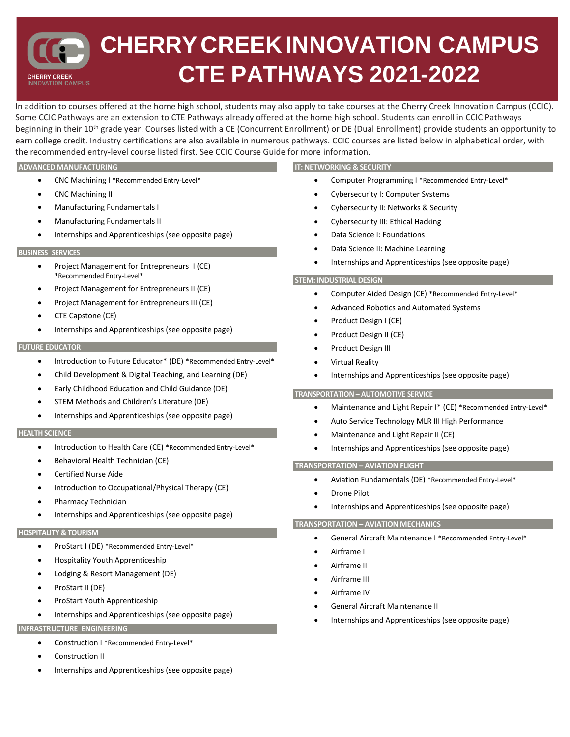# CHERRY CREEK INNOVATION CAMPUS CTE PATHWAYS 2021-2022

In addition to courses offered at the home high school, students may also apply to take courses at the Cherry Creek Innovation Campus (CCIC). Some CCIC Pathways are an extension to CTE Pathways already offered at the home high school. Students can enroll in CCIC Pathways beginning in their 10th grade year. Courses listed with a CE (Concurrent Enrollment) or DE (Dual Enrollment) provide students an opportunity to earn college credit. Industry certifications are also available in numerous pathways. CCIC courses are listed below in alphabetical order, with the recommended entry-level course listed first. See CCIC Course Guide for more information.

### ADVANCED MANUFACTURING

- CNC Machining I *Recommended Entry-Level*
- CNC Machining II
- Manufacturing Fundamentals I
- Manufacturing Fundamentals II
- Internships and Apprenticeships (see opposite page)

### BUSINESS SERVICES

- Project Management for Entrepreneurs I (CE) *Recommended Entry-Level*
- Project Management for Entrepreneurs II (CE)
- Project Management for Entrepreneurs III (CE)
- CTE Capstone (CE)
- Internships and Apprenticeships (see opposite page)

### FUTURE EDUCATOR

- Introduction to Future Educator* (DE) *Recommended Entry-Level*
- Child Development & Digital Teaching, and Learning (DE)
- Early Childhood Education and Child Guidance (DE)
- STEM Methods and Children's Literature (DE)
- Internships and Apprenticeships (see opposite page)

### HEALTH SCIENCE

- Introduction to Health Care (CE) *Recommended Entry-Level*
- Behavioral Health Technician (CE)
- Certified Nurse Aide
- Introduction to Occupational/Physical Therapy (CE)
- Pharmacy Technician
- Internships and Apprenticeships (see opposite page)

### HOSPITALITY & TOURISM

- ProStart I (DE) *Recommended Entry-Level*
- Hospitality Youth Apprenticeship
- Lodging & Resort Management (DE)
- ProStart II (DE)
- ProStart Youth Apprenticeship
- Internships and Apprenticeships (see opposite page)

### INFRASTRUCTURE ENGINEERING

- Construction I *Recommended Entry-Level*
- Construction II
- Internships and Apprenticeships (see opposite page)

### IT: NETWORKING & SECURITY

- Computer Programming I *Recommended Entry-Level*
- Cybersecurity I: Computer Systems
- Cybersecurity II: Networks & Security
- Cybersecurity III: Ethical Hacking
- Data Science I: Foundations
- Data Science II: Machine Learning
- Internships and Apprenticeships (see opposite page)

### STEM: INDUSTRIAL DESIGN

- Computer Aided Design (CE) *Recommended Entry-Level*
- Advanced Robotics and Automated Systems
- Product Design I (CE)
- Product Design II (CE)
- Product Design III
- Virtual Reality
- Internships and Apprenticeships (see opposite page)

### TRANSPORTATION – AUTOMOTIVE SERVICE

- Maintenance and Light Repair I* (CE) *Recommended Entry-Level*
- Auto Service Technology MLR III High Performance
- Maintenance and Light Repair II (CE)
- Internships and Apprenticeships (see opposite page)

### TRANSPORTATION – AVIATION FLIGHT

- Aviation Fundamentals (DE) *Recommended Entry-Level*
- Drone Pilot
- Internships and Apprenticeships (see opposite page)

### TRANSPORTATION – AVIATION MECHANICS

- General Aircraft Maintenance I *Recommended Entry-Level*
- Airframe I
- Airframe II
- Airframe III
- Airframe IV
- General Aircraft Maintenance II
- Internships and Apprenticeships (see opposite page)